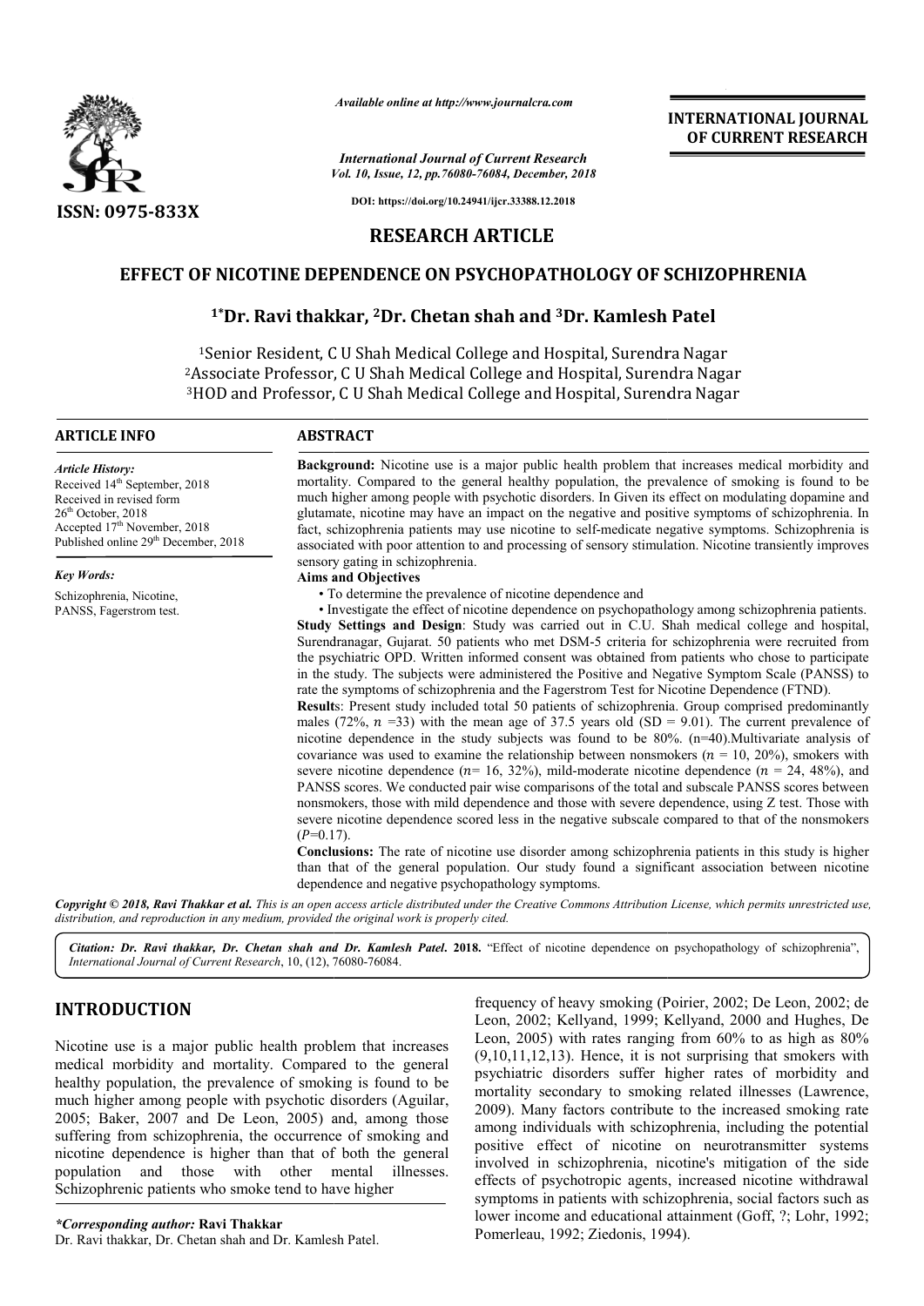*Available online at http://www.journalcra.com*

*International Journal of Current Research*

DOI: https://doi.org/10.24941/ijcr.33388.12.2018

ISSN: 0975-833X

INTERNATIONAL JOURNAL OF CURRENT RESEARCH

## RESEARCH ARTICLE

# EFFECT OF NICOTINE DEPENDENCE ON PSYCHOPATHOLOGY OF SCHIZOPHRENIA

**[1*]Dr. Ravi thakkar, [2]Dr. Chetan shah and [3]Dr. Kamlesh Patel**

[1]Senior Resident, C U Shah Medical College and Hospital, Surendra Nagar
[2]Associate Professor, C U Shah Medical College and Hospital, Surendra Nagar
[3]HOD and Professor, C U Shah Medical College and Hospital, Surendra Nagar

### ARTICLE INFO

*Article History:*

Received 14[th] September, 2018
Received in revised form 26[th] October, 2018
Accepted 17[th] November, 2018
Published online 29[th] December, 2018

*Key Words:*

Schizophrenia, Nicotine, PANSS, Fagerstrom test.

### ABSTRACT

**Background:** Nicotine use is a major public health problem that increases medical morbidity and mortality. Compared to the general healthy population, the prevalence of smoking is found to be much higher among people with psychotic disorders. In Given its effect on modulating dopamine and glutamate, nicotine may have an impact on the negative and positive symptoms of schizophrenia. In fact, schizophrenia patients may use nicotine to self-medicate negative symptoms. Schizophrenia is associated with poor attention to and processing of sensory stimulation. Nicotine transiently improves sensory gating in schizophrenia.

**Aims and Objectives**

- To determine the prevalence of nicotine dependence and
- Investigate the effect of nicotine dependence on psychopathology among schizophrenia patients.

**Study Settings and Design**: Study was carried out in C.U. Shah medical college and hospital, Surendranagar, Gujarat. 50 patients who met DSM-5 criteria for schizophrenia were recruited from the psychiatric OPD. Written informed consent was obtained from patients who chose to participate in the study. The subjects were administered the Positive and Negative Symptom Scale (PANSS) to rate the symptoms of schizophrenia and the Fagerstrom Test for Nicotine Dependence (FTND).

**Results**: Present study included total 50 patients of schizophrenia. Group comprised predominantly males (72%, $n$ =33) with the mean age of 37.5 years old (SD = 9.01). The current prevalence of nicotine dependence in the study subjects was found to be 80%. (n=40).Multivariate analysis of covariance was used to examine the relationship between nonsmokers ($n$ = 10, 20%), smokers with severe nicotine dependence ($n$= 16, 32%), mild-moderate nicotine dependence ($n$ = 24, 48%), and PANSS scores. We conducted pair wise comparisons of the total and subscale PANSS scores between nonsmokers, those with mild dependence and those with severe dependence, using Z test. Those with severe nicotine dependence scored less in the negative subscale compared to that of the nonsmokers ($P$=0.17).

**Conclusions:** The rate of nicotine use disorder among schizophrenia patients in this study is higher than that of the general population. Our study found a significant association between nicotine dependence and negative psychopathology symptoms.

*Copyright © 2018, Ravi Thakkar et al. This is an open access article distributed under the Creative Commons Attribution License, which permits unrestricted use, distribution, and reproduction in any medium, provided the original work is properly cited.*

*Citation: Dr. Ravi thakkar, Dr. Chetan shah and Dr. Kamlesh Patel.* **2018.** "Effect of nicotine dependence on psychopathology of schizophrenia", *International Journal of Current Research*, 10, (12), 76080-76084.

## INTRODUCTION

Nicotine use is a major public health problem that increases medical morbidity and mortality. Compared to the general healthy population, the prevalence of smoking is found to be much higher among people with psychotic disorders (Aguilar, 2005; Baker, 2007 and De Leon, 2005) and, among those suffering from schizophrenia, the occurrence of smoking and nicotine dependence is higher than that of both the general population and those with other mental illnesses. Schizophrenic patients who smoke tend to have higher frequency of heavy smoking (Poirier, 2002; De Leon, 2002; de Leon, 2002; Kellyand, 1999; Kellyand, 2000 and Hughes, De Leon, 2005) with rates ranging from 60% to as high as 80% (9,10,11,12,13). Hence, it is not surprising that smokers with psychiatric disorders suffer higher rates of morbidity and mortality secondary to smoking related illnesses (Lawrence, 2009). Many factors contribute to the increased smoking rate among individuals with schizophrenia, including the potential positive effect of nicotine on neurotransmitter systems involved in schizophrenia, nicotine's mitigation of the side effects of psychotropic agents, increased nicotine withdrawal symptoms in patients with schizophrenia, social factors such as lower income and educational attainment (Goff, ?; Lohr, 1992; Pomerleau, 1992; Ziedonis, 1994).

*\*Corresponding author:* **Ravi Thakkar**
Dr. Ravi thakkar, Dr. Chetan shah and Dr. Kamlesh Patel.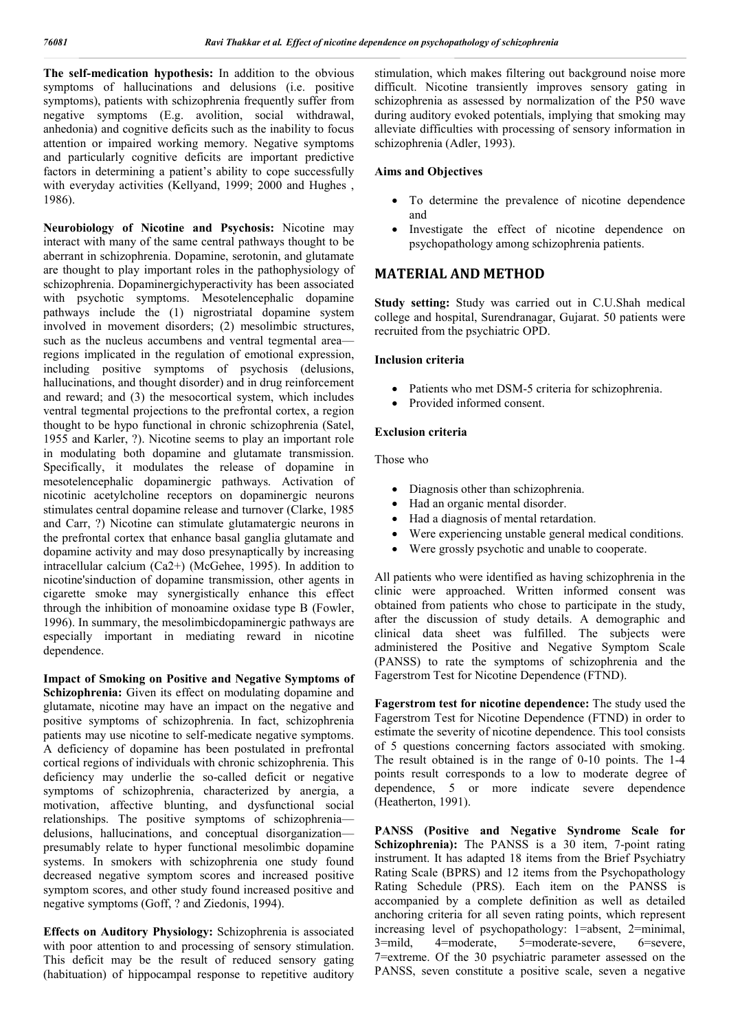**The self-medication hypothesis:** In addition to the obvious symptoms of hallucinations and delusions (i.e. positive symptoms), patients with schizophrenia frequently suffer from negative symptoms (E.g. avolition, social withdrawal, anhedonia) and cognitive deficits such as the inability to focus attention or impaired working memory. Negative symptoms and particularly cognitive deficits are important predictive factors in determining a patient's ability to cope successfully with everyday activities (Kellyand, 1999; 2000 and Hughes , 1986).

**Neurobiology of Nicotine and Psychosis:** Nicotine may interact with many of the same central pathways thought to be aberrant in schizophrenia. Dopamine, serotonin, and glutamate are thought to play important roles in the pathophysiology of schizophrenia. Dopaminergichyperactivity has been associated with psychotic symptoms. Mesotelencephalic dopamine pathways include the (1) nigrostriatal dopamine system involved in movement disorders; (2) mesolimbic structures, such as the nucleus accumbens and ventral tegmental area—regions implicated in the regulation of emotional expression, including positive symptoms of psychosis (delusions, hallucinations, and thought disorder) and in drug reinforcement and reward; and (3) the mesocortical system, which includes ventral tegmental projections to the prefrontal cortex, a region thought to be hypo functional in chronic schizophrenia (Satel, 1955 and Karler, ?). Nicotine seems to play an important role in modulating both dopamine and glutamate transmission. Specifically, it modulates the release of dopamine in mesotelencephalic dopaminergic pathways. Activation of nicotinic acetylcholine receptors on dopaminergic neurons stimulates central dopamine release and turnover (Clarke, 1985 and Carr, ?) Nicotine can stimulate glutamatergic neurons in the prefrontal cortex that enhance basal ganglia glutamate and dopamine activity and may doso presynaptically by increasing intracellular calcium ($Ca^{2+}$) (McGehee, 1995). In addition to nicotine'sinduction of dopamine transmission, other agents in cigarette smoke may synergistically enhance this effect through the inhibition of monoamine oxidase type B (Fowler, 1996). In summary, the mesolimbicdopaminergic pathways are especially important in mediating reward in nicotine dependence.

**Impact of Smoking on Positive and Negative Symptoms of Schizophrenia:** Given its effect on modulating dopamine and glutamate, nicotine may have an impact on the negative and positive symptoms of schizophrenia. In fact, schizophrenia patients may use nicotine to self-medicate negative symptoms. A deficiency of dopamine has been postulated in prefrontal cortical regions of individuals with chronic schizophrenia. This deficiency may underlie the so-called deficit or negative symptoms of schizophrenia, characterized by anergia, a motivation, affective blunting, and dysfunctional social relationships. The positive symptoms of schizophrenia—delusions, hallucinations, and conceptual disorganization—presumably relate to hyper functional mesolimbic dopamine systems. In smokers with schizophrenia one study found decreased negative symptom scores and increased positive symptom scores, and other study found increased positive and negative symptoms (Goff, ? and Ziedonis, 1994).

**Effects on Auditory Physiology:** Schizophrenia is associated with poor attention to and processing of sensory stimulation. This deficit may be the result of reduced sensory gating (habituation) of hippocampal response to repetitive auditory stimulation, which makes filtering out background noise more difficult. Nicotine transiently improves sensory gating in schizophrenia as assessed by normalization of the P50 wave during auditory evoked potentials, implying that smoking may alleviate difficulties with processing of sensory information in schizophrenia (Adler, 1993).

### Aims and Objectives

- To determine the prevalence of nicotine dependence and
- Investigate the effect of nicotine dependence on psychopathology among schizophrenia patients.

## MATERIAL AND METHOD

**Study setting:** Study was carried out in C.U.Shah medical college and hospital, Surendranagar, Gujarat. 50 patients were recruited from the psychiatric OPD.

### Inclusion criteria

- Patients who met DSM-5 criteria for schizophrenia.
- Provided informed consent.

### Exclusion criteria

Those who

- Diagnosis other than schizophrenia.
- Had an organic mental disorder.
- Had a diagnosis of mental retardation.
- Were experiencing unstable general medical conditions.
- Were grossly psychotic and unable to cooperate.

All patients who were identified as having schizophrenia in the clinic were approached. Written informed consent was obtained from patients who chose to participate in the study, after the discussion of study details. A demographic and clinical data sheet was fulfilled. The subjects were administered the Positive and Negative Symptom Scale (PANSS) to rate the symptoms of schizophrenia and the Fagerstrom Test for Nicotine Dependence (FTND).

**Fagerstrom test for nicotine dependence:** The study used the Fagerstrom Test for Nicotine Dependence (FTND) in order to estimate the severity of nicotine dependence. This tool consists of 5 questions concerning factors associated with smoking. The result obtained is in the range of 0-10 points. The 1-4 points result corresponds to a low to moderate degree of dependence, 5 or more indicate severe dependence (Heatherton, 1991).

**PANSS (Positive and Negative Syndrome Scale for Schizophrenia):** The PANSS is a 30 item, 7-point rating instrument. It has adapted 18 items from the Brief Psychiatry Rating Scale (BPRS) and 12 items from the Psychopathology Rating Schedule (PRS). Each item on the PANSS is accompanied by a complete definition as well as detailed anchoring criteria for all seven rating points, which represent increasing level of psychopathology: 1=absent, 2=minimal, 3=mild, 4=moderate, 5=moderate-severe, 6=severe, 7=extreme. Of the 30 psychiatric parameter assessed on the PANSS, seven constitute a positive scale, seven a negative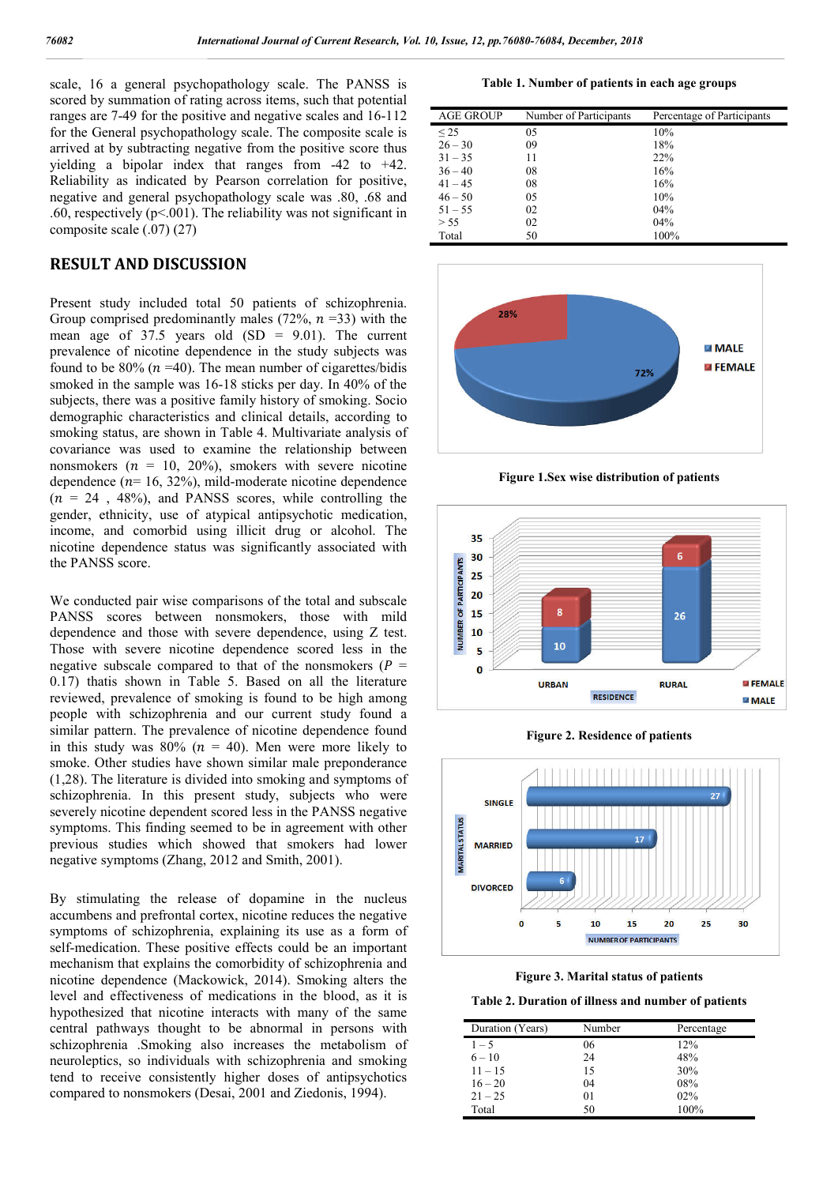scale, 16 a general psychopathology scale. The PANSS is scored by summation of rating across items, such that potential ranges are 7-49 for the positive and negative scales and 16-112 for the General psychopathology scale. The composite scale is arrived at by subtracting negative from the positive score thus yielding a bipolar index that ranges from -42 to +42. Reliability as indicated by Pearson correlation for positive, negative and general psychopathology scale was .80, .68 and .60, respectively (p<.001). The reliability was not significant in composite scale (.07) (27)

## RESULT AND DISCUSSION

Present study included total 50 patients of schizophrenia. Group comprised predominantly males (72%, $n$ =33) with the mean age of 37.5 years old (SD = 9.01). The current prevalence of nicotine dependence in the study subjects was found to be 80% ($n$ =40). The mean number of cigarettes/bidis smoked in the sample was 16-18 sticks per day. In 40% of the subjects, there was a positive family history of smoking. Socio demographic characteristics and clinical details, according to smoking status, are shown in Table 4. Multivariate analysis of covariance was used to examine the relationship between nonsmokers ($n$ = 10, 20%), smokers with severe nicotine dependence ($n$= 16, 32%), mild-moderate nicotine dependence ($n$ = 24 , 48%), and PANSS scores, while controlling the gender, ethnicity, use of atypical antipsychotic medication, income, and comorbid using illicit drug or alcohol. The nicotine dependence status was significantly associated with the PANSS score.

We conducted pair wise comparisons of the total and subscale PANSS scores between nonsmokers, those with mild dependence and those with severe dependence, using Z test. Those with severe nicotine dependence scored less in the negative subscale compared to that of the nonsmokers ($P$ = 0.17) thatis shown in Table 5. Based on all the literature reviewed, prevalence of smoking is found to be high among people with schizophrenia and our current study found a similar pattern. The prevalence of nicotine dependence found in this study was 80% ($n$ = 40). Men were more likely to smoke. Other studies have shown similar male preponderance (1,28). The literature is divided into smoking and symptoms of schizophrenia. In this present study, subjects who were severely nicotine dependent scored less in the PANSS negative symptoms. This finding seemed to be in agreement with other previous studies which showed that smokers had lower negative symptoms (Zhang, 2012 and Smith, 2001).

By stimulating the release of dopamine in the nucleus accumbens and prefrontal cortex, nicotine reduces the negative symptoms of schizophrenia, explaining its use as a form of self-medication. These positive effects could be an important mechanism that explains the comorbidity of schizophrenia and nicotine dependence (Mackowick, 2014). Smoking alters the level and effectiveness of medications in the blood, as it is hypothesized that nicotine interacts with many of the same central pathways thought to be abnormal in persons with schizophrenia .Smoking also increases the metabolism of neuroleptics, so individuals with schizophrenia and smoking tend to receive consistently higher doses of antipsychotics compared to nonsmokers (Desai, 2001 and Ziedonis, 1994).

**Table 1. Number of patients in each age groups**

| AGE GROUP | Number of Participants | Percentage of Participants |
|---|---|---|
| ≤ 25 | 05 | 10% |
| 26 – 30 | 09 | 18% |
| 31 – 35 | 11 | 22% |
| 36 – 40 | 08 | 16% |
| 41 – 45 | 08 | 16% |
| 46 – 50 | 05 | 10% |
| 51 – 55 | 02 | 04% |
| > 55 | 02 | 04% |
| Total | 50 | 100% |

**Figure 1.Sex wise distribution of patients**

**Figure 2. Residence of patients**

**Figure 3. Marital status of patients**

**Table 2. Duration of illness and number of patients**

| Duration (Years) | Number | Percentage |
|---|---|---|
| 1 – 5 | 06 | 12% |
| 6 – 10 | 24 | 48% |
| 11 – 15 | 15 | 30% |
| 16 – 20 | 04 | 08% |
| 21 – 25 | 01 | 02% |
| Total | 50 | 100% |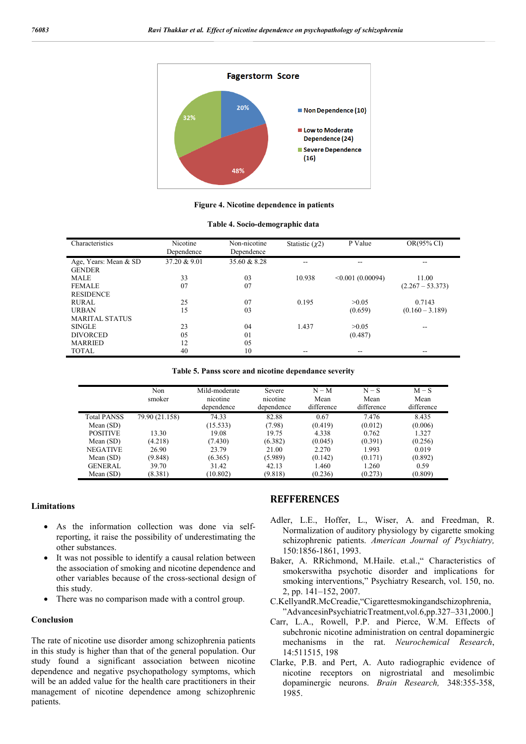**Figure 4. Nicotine dependence in patients**

**Table 4. Socio-demographic data**

| Characteristics | Nicotine Dependence | Non-nicotine Dependence | Statistic ($\chi 2$) | P Value | OR(95% CI) |
|---|---|---|---|---|---|
| Age, Years: Mean & SD | 37.20 & 9.01 | 35.60 & 8.28 | -- | -- | -- |
| GENDER | | | | | |
| MALE | 33 | 03 | 10.938 | <0.001 (0.00094) | 11.00 |
| FEMALE | 07 | 07 | | | (2.267 – 53.373) |
| RESIDENCE | | | | | |
| RURAL | 25 | 07 | 0.195 | >0.05 | 0.7143 |
| URBAN | 15 | 03 | | (0.659) | (0.160 – 3.189) |
| MARITAL STATUS | | | | | |
| SINGLE | 23 | 04 | 1.437 | >0.05 | -- |
| DIVORCED | 05 | 01 | | (0.487) | |
| MARRIED | 12 | 05 | | | |
| TOTAL | 40 | 10 | -- | -- | -- |

**Table 5. Panss score and nicotine dependance severity**

| | Non smoker | Mild-moderate nicotine dependence | Severe nicotine dependence | N – M Mean difference | N – S Mean difference | M – S Mean difference |
|---|---|---|---|---|---|---|
| Total PANSS | 79.90 (21.158) | 74.33 | 82.88 | 0.67 | 7.476 | 8.435 |
| Mean (SD) | | (15.533) | (7.98) | (0.419) | (0.012) | (0.006) |
| POSITIVE | 13.30 | 19.08 | 19.75 | 4.338 | 0.762 | 1.327 |
| Mean (SD) | (4.218) | (7.430) | (6.382) | (0.045) | (0.391) | (0.256) |
| NEGATIVE | 26.90 | 23.79 | 21.00 | 2.270 | 1.993 | 0.019 |
| Mean (SD) | (9.848) | (6.365) | (5.989) | (0.142) | (0.171) | (0.892) |
| GENERAL | 39.70 | 31.42 | 42.13 | 1.460 | 1.260 | 0.59 |
| Mean (SD) | (8.381) | (10.802) | (9.818) | (0.236) | (0.273) | (0.809) |

## Limitations

- As the information collection was done via self-reporting, it raise the possibility of underestimating the other substances.
- It was not possible to identify a causal relation between the association of smoking and nicotine dependence and other variables because of the cross-sectional design of this study.
- There was no comparison made with a control group.

## Conclusion

The rate of nicotine use disorder among schizophrenia patients in this study is higher than that of the general population. Our study found a significant association between nicotine dependence and negative psychopathology symptoms, which will be an added value for the health care practitioners in their management of nicotine dependence among schizophrenic patients.

## REFFERENCES

Adler, L.E., Hoffer, L., Wiser, A. and Freedman, R. Normalization of auditory physiology by cigarette smoking schizophrenic patients. *American Journal of Psychiatry,* 150:1856-1861, 1993.

Baker, A. RRichmond, M.Haile. et.al.," Characteristics of smokerswitha psychotic disorder and implications for smoking interventions," Psychiatry Research, vol. 150, no. 2, pp. 141–152, 2007.

C.KellyandR.McCreadie,"Cigarettesmokingandschizophrenia,"AdvancesinPsychiatricTreatment,vol.6,pp.327–331,2000.]

Carr, L.A., Rowell, P.P. and Pierce, W.M. Effects of subchronic nicotine administration on central dopaminergic mechanisms in the rat. *Neurochemical Research*, 14:511515, 198

Clarke, P.B. and Pert, A. Auto radiographic evidence of nicotine receptors on nigrostriatal and mesolimbic dopaminergic neurons. *Brain Research,* 348:355-358, 1985.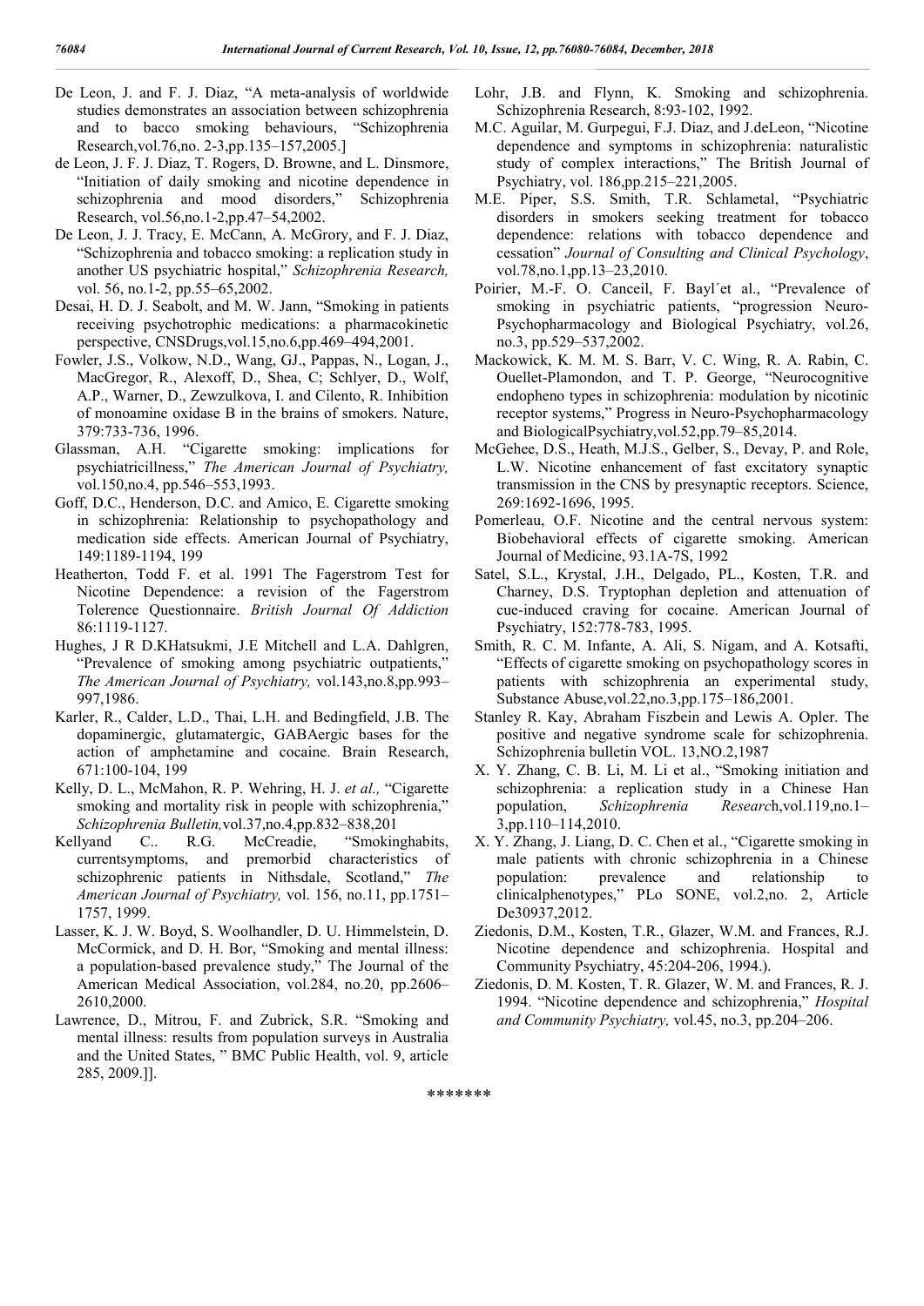De Leon, J. and F. J. Diaz, "A meta-analysis of worldwide studies demonstrates an association between schizophrenia and to bacco smoking behaviours, "Schizophrenia Research,vol.76,no. 2-3,pp.135–157,2005.]

de Leon, J. F. J. Diaz, T. Rogers, D. Browne, and L. Dinsmore, "Initiation of daily smoking and nicotine dependence in schizophrenia and mood disorders," Schizophrenia Research, vol.56,no.1-2,pp.47–54,2002.

De Leon, J. J. Tracy, E. McCann, A. McGrory, and F. J. Diaz, "Schizophrenia and tobacco smoking: a replication study in another US psychiatric hospital," *Schizophrenia Research,* vol. 56, no.1-2, pp.55–65,2002.

Desai, H. D. J. Seabolt, and M. W. Jann, "Smoking in patients receiving psychotrophic medications: a pharmacokinetic perspective, CNSDrugs,vol.15,no.6,pp.469–494,2001.

Fowler, J.S., Volkow, N.D., Wang, GJ., Pappas, N., Logan, J., MacGregor, R., Alexoff, D., Shea, C; Schlyer, D., Wolf, A.P., Warner, D., Zewzulkova, I. and Cilento, R. Inhibition of monoamine oxidase B in the brains of smokers. Nature, 379:733-736, 1996.

Glassman, A.H. "Cigarette smoking: implications for psychiatricillness," *The American Journal of Psychiatry,* vol.150,no.4, pp.546–553,1993.

Goff, D.C., Henderson, D.C. and Amico, E. Cigarette smoking in schizophrenia: Relationship to psychopathology and medication side effects. American Journal of Psychiatry, 149:1189-1194, 199

Heatherton, Todd F. et al. 1991 The Fagerstrom Test for Nicotine Dependence: a revision of the Fagerstrom Tolerence Questionnaire. *British Journal Of Addiction* 86:1119-1127.

Hughes, J R D.KHatsukmi, J.E Mitchell and L.A. Dahlgren, "Prevalence of smoking among psychiatric outpatients," *The American Journal of Psychiatry,* vol.143,no.8,pp.993–997,1986.

Karler, R., Calder, L.D., Thai, L.H. and Bedingfield, J.B. The dopaminergic, glutamatergic, GABAergic bases for the action of amphetamine and cocaine. Brain Research, 671:100-104, 199

Kelly, D. L., McMahon, R. P. Wehring, H. J. *et al.,* "Cigarette smoking and mortality risk in people with schizophrenia," *Schizophrenia Bulletin,*vol.37,no.4,pp.832–838,201

Kellyand C.. R.G. McCreadie, "Smokinghabits, currentsymptoms, and premorbid characteristics of schizophrenic patients in Nithsdale, Scotland," *The American Journal of Psychiatry,* vol. 156, no.11, pp.1751–1757, 1999.

Lasser, K. J. W. Boyd, S. Woolhandler, D. U. Himmelstein, D. McCormick, and D. H. Bor, "Smoking and mental illness: a population-based prevalence study," The Journal of the American Medical Association, vol.284, no.20, pp.2606–2610,2000.

Lawrence, D., Mitrou, F. and Zubrick, S.R. "Smoking and mental illness: results from population surveys in Australia and the United States, " BMC Public Health, vol. 9, article 285, 2009.]].

Lohr, J.B. and Flynn, K. Smoking and schizophrenia. Schizophrenia Research, 8:93-102, 1992.

M.C. Aguilar, M. Gurpegui, F.J. Diaz, and J.deLeon, "Nicotine dependence and symptoms in schizophrenia: naturalistic study of complex interactions," The British Journal of Psychiatry, vol. 186,pp.215–221,2005.

M.E. Piper, S.S. Smith, T.R. Schlametal, "Psychiatric disorders in smokers seeking treatment for tobacco dependence: relations with tobacco dependence and cessation" *Journal of Consulting and Clinical Psychology*, vol.78,no.1,pp.13–23,2010.

Poirier, M.-F. O. Canceil, F. Bayl´et al., "Prevalence of smoking in psychiatric patients, "progression Neuro-Psychopharmacology and Biological Psychiatry, vol.26, no.3, pp.529–537,2002.

Mackowick, K. M. M. S. Barr, V. C. Wing, R. A. Rabin, C. Ouellet-Plamondon, and T. P. George, "Neurocognitive endopheno types in schizophrenia: modulation by nicotinic receptor systems," Progress in Neuro-Psychopharmacology and BiologicalPsychiatry,vol.52,pp.79–85,2014.

McGehee, D.S., Heath, M.J.S., Gelber, S., Devay, P. and Role, L.W. Nicotine enhancement of fast excitatory synaptic transmission in the CNS by presynaptic receptors. Science, 269:1692-1696, 1995.

Pomerleau, O.F. Nicotine and the central nervous system: Biobehavioral effects of cigarette smoking. American Journal of Medicine, 93.1A-7S, 1992

Satel, S.L., Krystal, J.H., Delgado, PL., Kosten, T.R. and Charney, D.S. Tryptophan depletion and attenuation of cue-induced craving for cocaine. American Journal of Psychiatry, 152:778-783, 1995.

Smith, R. C. M. Infante, A. Ali, S. Nigam, and A. Kotsafti, "Effects of cigarette smoking on psychopathology scores in patients with schizophrenia an experimental study, Substance Abuse,vol.22,no.3,pp.175–186,2001.

Stanley R. Kay, Abraham Fiszbein and Lewis A. Opler. The positive and negative syndrome scale for schizophrenia. Schizophrenia bulletin VOL. 13,NO.2,1987

X. Y. Zhang, C. B. Li, M. Li et al., "Smoking initiation and schizophrenia: a replication study in a Chinese Han population, *Schizophrenia Researc*h,vol.119,no.1–3,pp.110–114,2010.

X. Y. Zhang, J. Liang, D. C. Chen et al., "Cigarette smoking in male patients with chronic schizophrenia in a Chinese population: prevalence and relationship to clinicalphenotypes," PLo SONE, vol.2,no. 2, Article De30937,2012.

Ziedonis, D.M., Kosten, T.R., Glazer, W.M. and Frances, R.J. Nicotine dependence and schizophrenia. Hospital and Community Psychiatry, 45:204-206, 1994.).

Ziedonis, D. M. Kosten, T. R. Glazer, W. M. and Frances, R. J. 1994. "Nicotine dependence and schizophrenia," *Hospital and Community Psychiatry,* vol.45, no.3, pp.204–206.

*******